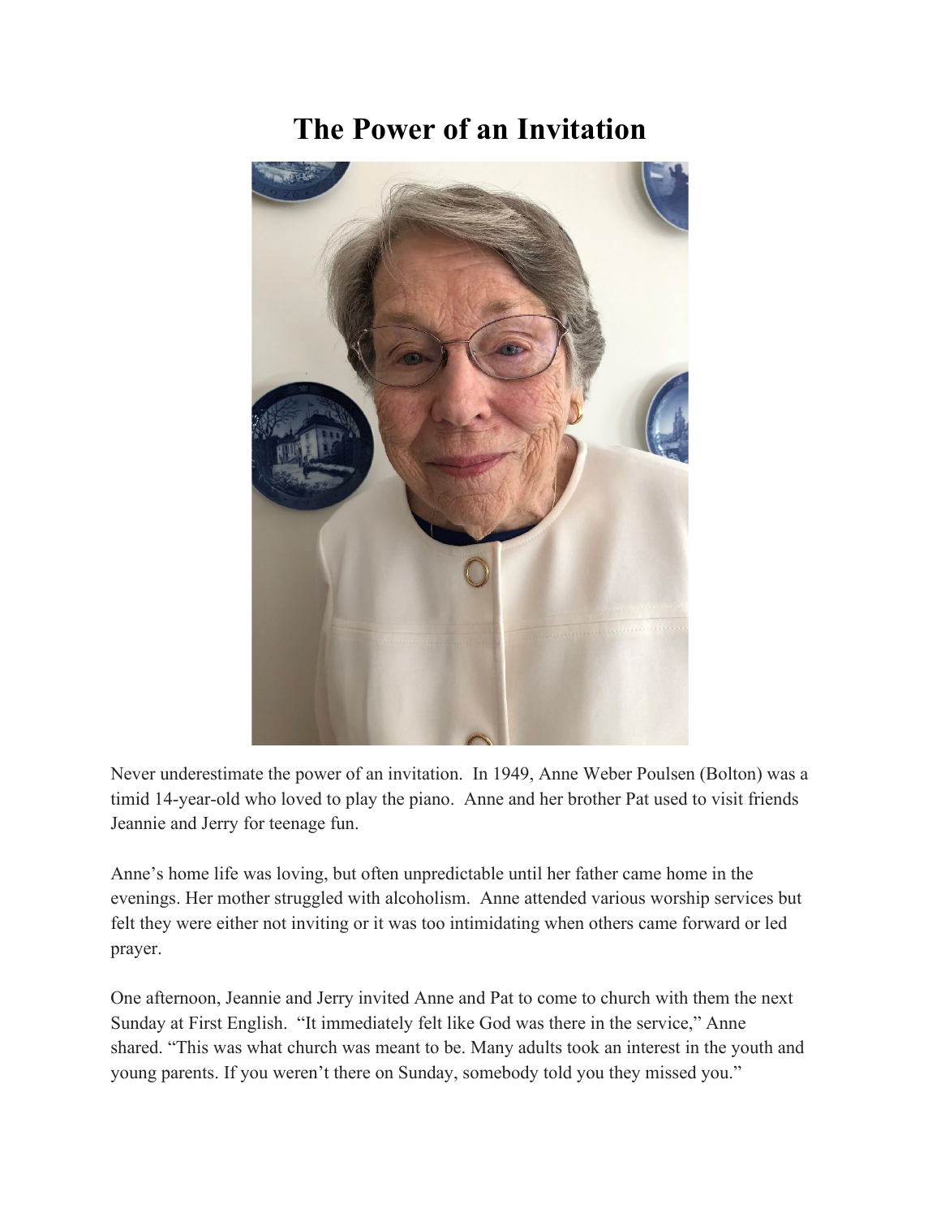# The Power of an Invitation

Never underestimate the power of an invitation. In 1949, Anne Weber Poulsen (Bolton) was a timid 14-year-old who loved to play the piano. Anne and her brother Pat used to visit friends Jeannie and Jerry for teenage fun.

Anne's home life was loving, but often unpredictable until her father came home in the evenings. Her mother struggled with alcoholism. Anne attended various worship services but felt they were either not inviting or it was too intimidating when others came forward or led prayer.

One afternoon, Jeannie and Jerry invited Anne and Pat to come to church with them the next Sunday at First English. "It immediately felt like God was there in the service," Anne shared. "This was what church was meant to be. Many adults took an interest in the youth and young parents. If you weren't there on Sunday, somebody told you they missed you."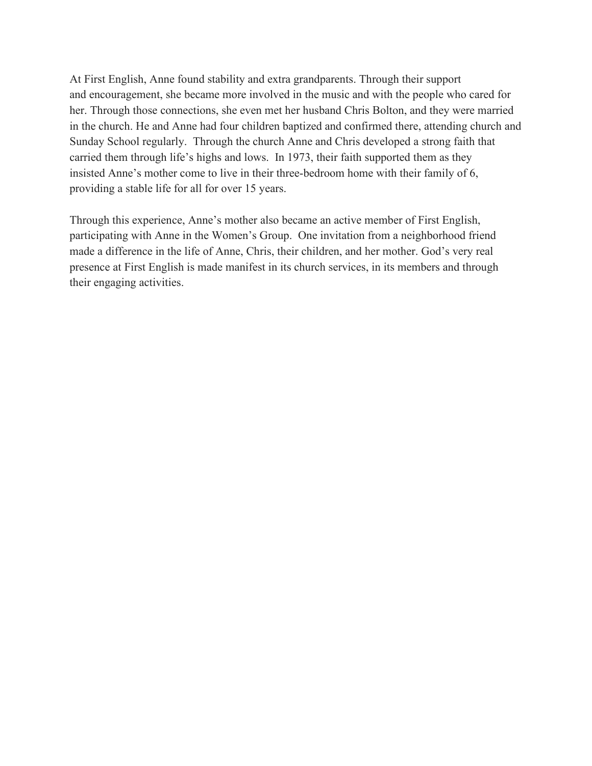At First English, Anne found stability and extra grandparents. Through their support and encouragement, she became more involved in the music and with the people who cared for her. Through those connections, she even met her husband Chris Bolton, and they were married in the church. He and Anne had four children baptized and confirmed there, attending church and Sunday School regularly. Through the church Anne and Chris developed a strong faith that carried them through life's highs and lows. In 1973, their faith supported them as they insisted Anne's mother come to live in their three-bedroom home with their family of 6, providing a stable life for all for over 15 years.

Through this experience, Anne's mother also became an active member of First English, participating with Anne in the Women's Group. One invitation from a neighborhood friend made a difference in the life of Anne, Chris, their children, and her mother. God's very real presence at First English is made manifest in its church services, in its members and through their engaging activities.